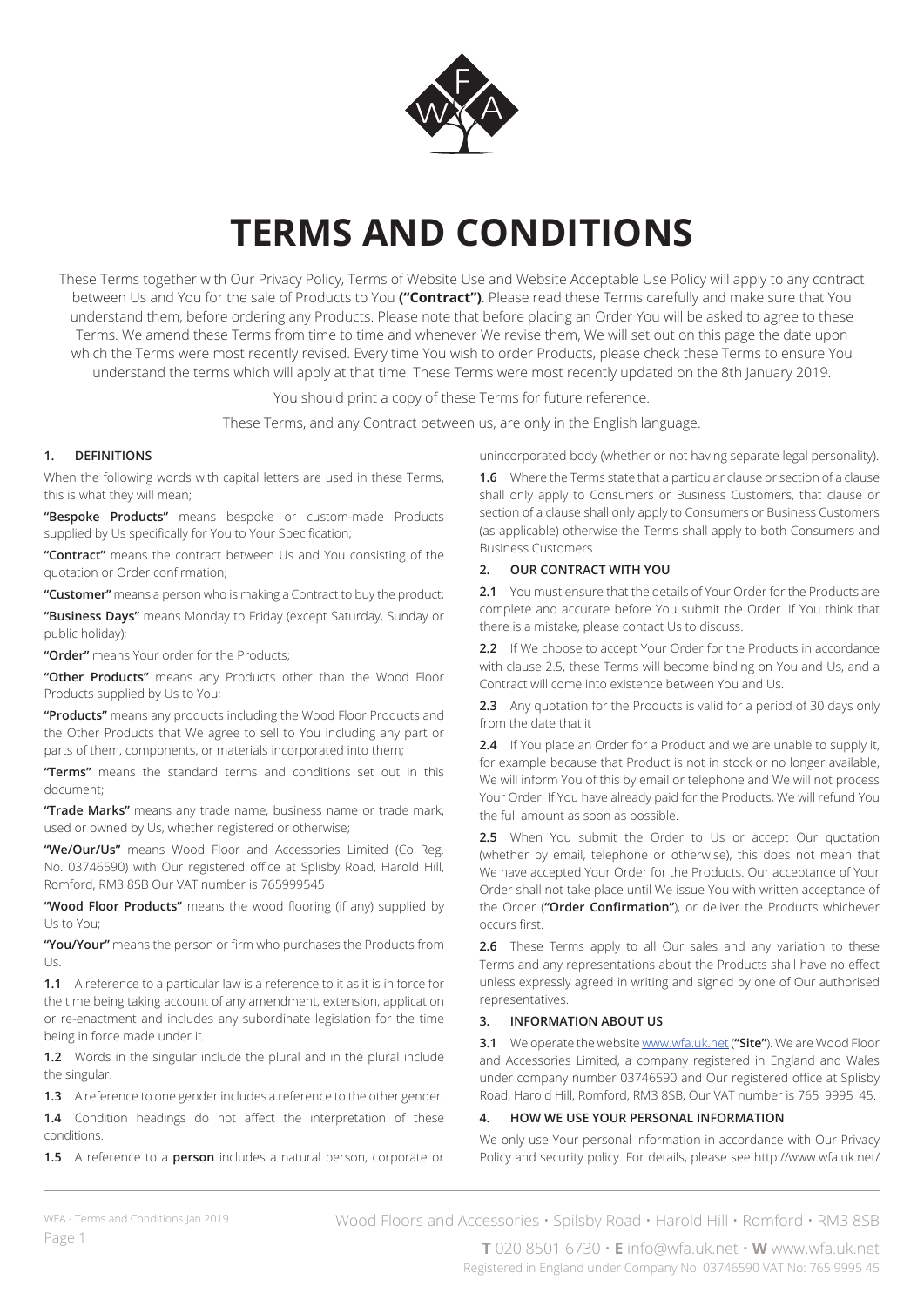# TERMS AND CONDITIONS

These Terms together with Our Privacy Policy, Terms of Website Use and Website Acceptable Use Policy will apply to any contract between Us and You for the sale of Products to You **("Contract")**. Please read these Terms carefully and make sure that You understand them, before ordering any Products. Please note that before placing an Order You will be asked to agree to these Terms. We amend these Terms from time to time and whenever We revise them, We will set out on this page the date upon which the Terms were most recently revised. Every time You wish to order Products, please check these Terms to ensure You understand the terms which will apply at that time. These Terms were most recently updated on the 8th January 2019.

You should print a copy of these Terms for future reference.

These Terms, and any Contract between us, are only in the English language.

## 1. DEFINITIONS

When the following words with capital letters are used in these Terms, this is what they will mean;

**"Bespoke Products"** means bespoke or custom-made Products supplied by Us specifically for You to Your Specification;

**"Contract"** means the contract between Us and You consisting of the quotation or Order confirmation;

**"Customer"** means a person who is making a Contract to buy the product;

**"Business Days"** means Monday to Friday (except Saturday, Sunday or public holiday);

**"Order"** means Your order for the Products;

**"Other Products"** means any Products other than the Wood Floor Products supplied by Us to You;

**"Products"** means any products including the Wood Floor Products and the Other Products that We agree to sell to You including any part or parts of them, components, or materials incorporated into them;

**"Terms"** means the standard terms and conditions set out in this document;

**"Trade Marks"** means any trade name, business name or trade mark, used or owned by Us, whether registered or otherwise;

**"We/Our/Us"** means Wood Floor and Accessories Limited (Co Reg. No. 03746590) with Our registered office at Splisby Road, Harold Hill, Romford, RM3 8SB Our VAT number is 765999545

**"Wood Floor Products"** means the wood flooring (if any) supplied by Us to You;

**"You/Your"** means the person or firm who purchases the Products from Us.

**1.1** A reference to a particular law is a reference to it as it is in force for the time being taking account of any amendment, extension, application or re-enactment and includes any subordinate legislation for the time being in force made under it.

**1.2** Words in the singular include the plural and in the plural include the singular.

**1.3** A reference to one gender includes a reference to the other gender.

**1.4** Condition headings do not affect the interpretation of these conditions.

**1.5** A reference to a **person** includes a natural person, corporate or unincorporated body (whether or not having separate legal personality).

**1.6** Where the Terms state that a particular clause or section of a clause shall only apply to Consumers or Business Customers, that clause or section of a clause shall only apply to Consumers or Business Customers (as applicable) otherwise the Terms shall apply to both Consumers and Business Customers.

## 2. OUR CONTRACT WITH YOU

**2.1** You must ensure that the details of Your Order for the Products are complete and accurate before You submit the Order. If You think that there is a mistake, please contact Us to discuss.

**2.2** If We choose to accept Your Order for the Products in accordance with clause 2.5, these Terms will become binding on You and Us, and a Contract will come into existence between You and Us.

**2.3** Any quotation for the Products is valid for a period of 30 days only from the date that it

**2.4** If You place an Order for a Product and we are unable to supply it, for example because that Product is not in stock or no longer available, We will inform You of this by email or telephone and We will not process Your Order. If You have already paid for the Products, We will refund You the full amount as soon as possible.

**2.5** When You submit the Order to Us or accept Our quotation (whether by email, telephone or otherwise), this does not mean that We have accepted Your Order for the Products. Our acceptance of Your Order shall not take place until We issue You with written acceptance of the Order (**"Order Confirmation"**), or deliver the Products whichever occurs first.

**2.6** These Terms apply to all Our sales and any variation to these Terms and any representations about the Products shall have no effect unless expressly agreed in writing and signed by one of Our authorised representatives.

## 3. INFORMATION ABOUT US

**3.1** We operate the website www.wfa.uk.net (**"Site"**). We are Wood Floor and Accessories Limited, a company registered in England and Wales under company number 03746590 and Our registered office at Splisby Road, Harold Hill, Romford, RM3 8SB, Our VAT number is 765 9995 45.

## 4. HOW WE USE YOUR PERSONAL INFORMATION

We only use Your personal information in accordance with Our Privacy Policy and security policy. For details, please see http://www.wfa.uk.net/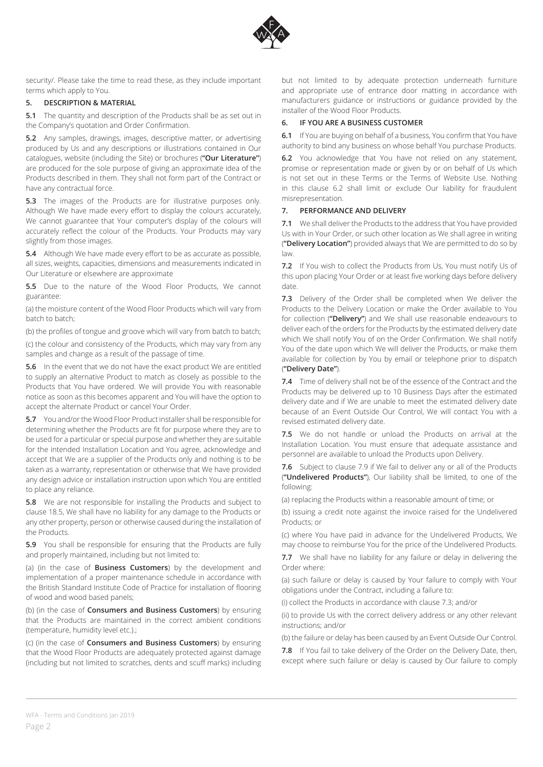security/. Please take the time to read these, as they include important terms which apply to You.

## 5. DESCRIPTION & MATERIAL

**5.1** The quantity and description of the Products shall be as set out in the Company's quotation and Order Confirmation.

**5.2** Any samples, drawings, images, descriptive matter, or advertising produced by Us and any descriptions or illustrations contained in Our catalogues, website (including the Site) or brochures (**"Our Literature"**) are produced for the sole purpose of giving an approximate idea of the Products described in them. They shall not form part of the Contract or have any contractual force.

**5.3** The images of the Products are for illustrative purposes only. Although We have made every effort to display the colours accurately, We cannot guarantee that Your computer's display of the colours will accurately reflect the colour of the Products. Your Products may vary slightly from those images.

**5.4** Although We have made every effort to be as accurate as possible, all sizes, weights, capacities, dimensions and measurements indicated in Our Literature or elsewhere are approximate

**5.5** Due to the nature of the Wood Floor Products, We cannot guarantee:

(a) the moisture content of the Wood Floor Products which will vary from batch to batch;

(b) the profiles of tongue and groove which will vary from batch to batch;

(c) the colour and consistency of the Products, which may vary from any samples and change as a result of the passage of time.

**5.6** In the event that we do not have the exact product We are entitled to supply an alternative Product to match as closely as possible to the Products that You have ordered. We will provide You with reasonable notice as soon as this becomes apparent and You will have the option to accept the alternate Product or cancel Your Order.

**5.7** You and/or the Wood Floor Product installer shall be responsible for determining whether the Products are fit for purpose where they are to be used for a particular or special purpose and whether they are suitable for the intended Installation Location and You agree, acknowledge and accept that We are a supplier of the Products only and nothing is to be taken as a warranty, representation or otherwise that We have provided any design advice or installation instruction upon which You are entitled to place any reliance.

**5.8** We are not responsible for installing the Products and subject to clause 18.5, We shall have no liability for any damage to the Products or any other property, person or otherwise caused during the installation of the Products.

**5.9** You shall be responsible for ensuring that the Products are fully and properly maintained, including but not limited to:

(a) (in the case of **Business Customers**) by the development and implementation of a proper maintenance schedule in accordance with the British Standard Institute Code of Practice for installation of flooring of wood and wood based panels;

(b) (in the case of **Consumers and Business Customers**) by ensuring that the Products are maintained in the correct ambient conditions (temperature, humidity level etc.).;

(c) (in the case of **Consumers and Business Customers**) by ensuring that the Wood Floor Products are adequately protected against damage (including but not limited to scratches, dents and scuff marks) including but not limited to by adequate protection underneath furniture and appropriate use of entrance door matting in accordance with manufacturers guidance or instructions or guidance provided by the installer of the Wood Floor Products.

## 6. IF YOU ARE A BUSINESS CUSTOMER

**6.1** If You are buying on behalf of a business, You confirm that You have authority to bind any business on whose behalf You purchase Products.

**6.2** You acknowledge that You have not relied on any statement, promise or representation made or given by or on behalf of Us which is not set out in these Terms or the Terms of Website Use. Nothing in this clause 6.2 shall limit or exclude Our liability for fraudulent misrepresentation.

## 7. PERFORMANCE AND DELIVERY

**7.1** We shall deliver the Products to the address that You have provided Us with in Your Order, or such other location as We shall agree in writing (**"Delivery Location"**) provided always that We are permitted to do so by law.

**7.2** If You wish to collect the Products from Us, You must notify Us of this upon placing Your Order or at least five working days before delivery date.

**7.3** Delivery of the Order shall be completed when We deliver the Products to the Delivery Location or make the Order available to You for collection (**"Delivery"**) and We shall use reasonable endeavours to deliver each of the orders for the Products by the estimated delivery date which We shall notify You of on the Order Confirmation. We shall notify You of the date upon which We will deliver the Products, or make them available for collection by You by email or telephone prior to dispatch (**"Delivery Date"**).

**7.4** Time of delivery shall not be of the essence of the Contract and the Products may be delivered up to 10 Business Days after the estimated delivery date and if We are unable to meet the estimated delivery date because of an Event Outside Our Control, We will contact You with a revised estimated delivery date.

**7.5** We do not handle or unload the Products on arrival at the Installation Location. You must ensure that adequate assistance and personnel are available to unload the Products upon Delivery.

**7.6** Subject to clause 7.9 if We fail to deliver any or all of the Products (**"Undelivered Products"**), Our liability shall be limited, to one of the following:

(a) replacing the Products within a reasonable amount of time; or

(b) issuing a credit note against the invoice raised for the Undelivered Products; or

(c) where You have paid in advance for the Undelivered Products, We may choose to reimburse You for the price of the Undelivered Products.

**7.7** We shall have no liability for any failure or delay in delivering the Order where:

(a) such failure or delay is caused by Your failure to comply with Your obligations under the Contract, including a failure to:

(i) collect the Products in accordance with clause 7.3; and/or

(ii) to provide Us with the correct delivery address or any other relevant instructions; and/or

(b) the failure or delay has been caused by an Event Outside Our Control.

**7.8** If You fail to take delivery of the Order on the Delivery Date, then, except where such failure or delay is caused by Our failure to comply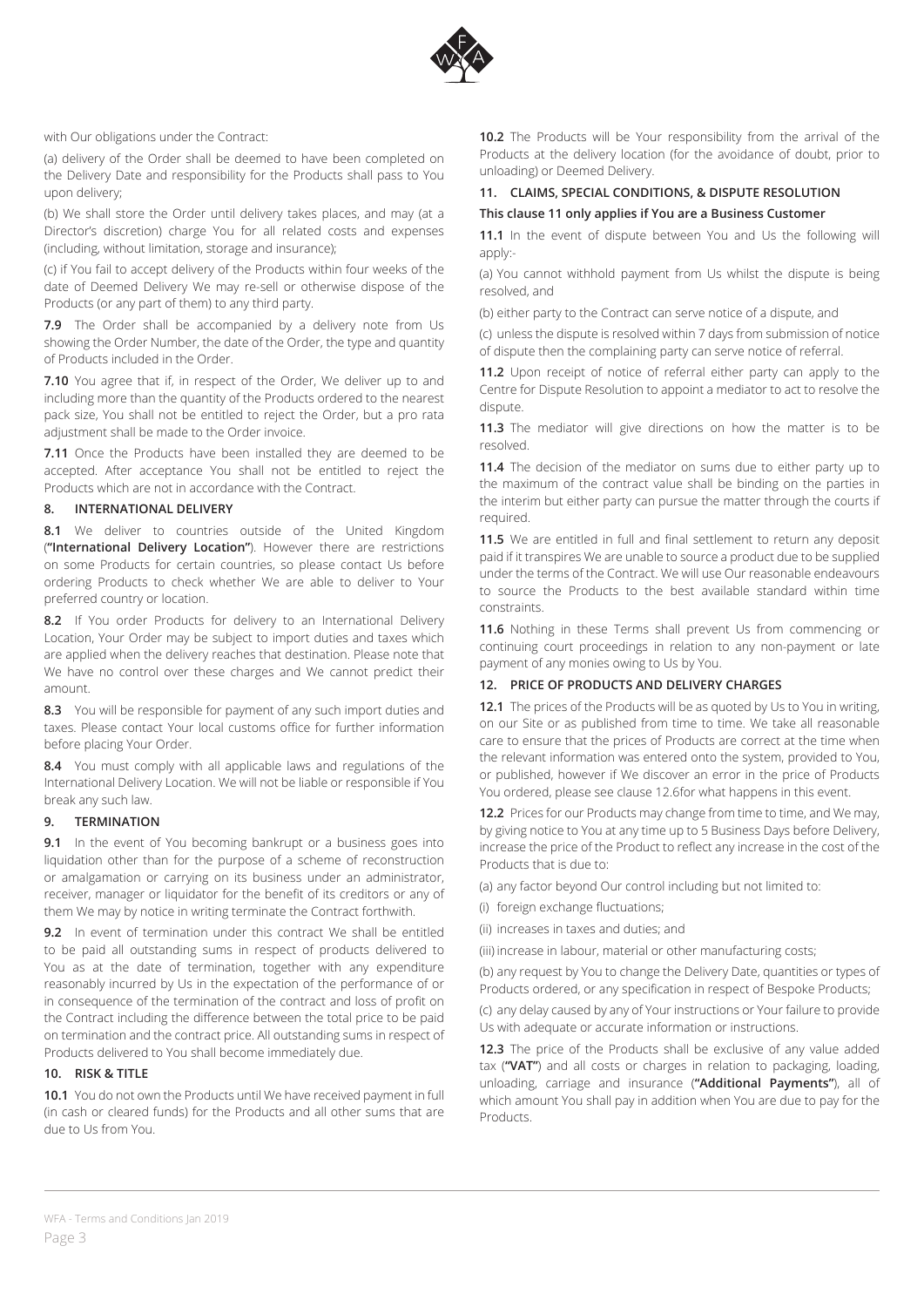with Our obligations under the Contract:

(a) delivery of the Order shall be deemed to have been completed on the Delivery Date and responsibility for the Products shall pass to You upon delivery;

(b) We shall store the Order until delivery takes places, and may (at a Director's discretion) charge You for all related costs and expenses (including, without limitation, storage and insurance);

(c) if You fail to accept delivery of the Products within four weeks of the date of Deemed Delivery We may re-sell or otherwise dispose of the Products (or any part of them) to any third party.

**7.9** The Order shall be accompanied by a delivery note from Us showing the Order Number, the date of the Order, the type and quantity of Products included in the Order.

**7.10** You agree that if, in respect of the Order, We deliver up to and including more than the quantity of the Products ordered to the nearest pack size, You shall not be entitled to reject the Order, but a pro rata adjustment shall be made to the Order invoice.

**7.11** Once the Products have been installed they are deemed to be accepted. After acceptance You shall not be entitled to reject the Products which are not in accordance with the Contract.

## 8. INTERNATIONAL DELIVERY

**8.1** We deliver to countries outside of the United Kingdom (**"International Delivery Location"**). However there are restrictions on some Products for certain countries, so please contact Us before ordering Products to check whether We are able to deliver to Your preferred country or location.

**8.2** If You order Products for delivery to an International Delivery Location, Your Order may be subject to import duties and taxes which are applied when the delivery reaches that destination. Please note that We have no control over these charges and We cannot predict their amount.

**8.3** You will be responsible for payment of any such import duties and taxes. Please contact Your local customs office for further information before placing Your Order.

**8.4** You must comply with all applicable laws and regulations of the International Delivery Location. We will not be liable or responsible if You break any such law.

## 9. TERMINATION

**9.1** In the event of You becoming bankrupt or a business goes into liquidation other than for the purpose of a scheme of reconstruction or amalgamation or carrying on its business under an administrator, receiver, manager or liquidator for the benefit of its creditors or any of them We may by notice in writing terminate the Contract forthwith.

**9.2** In event of termination under this contract We shall be entitled to be paid all outstanding sums in respect of products delivered to You as at the date of termination, together with any expenditure reasonably incurred by Us in the expectation of the performance of or in consequence of the termination of the contract and loss of profit on the Contract including the difference between the total price to be paid on termination and the contract price. All outstanding sums in respect of Products delivered to You shall become immediately due.

## 10. RISK & TITLE

**10.1** You do not own the Products until We have received payment in full (in cash or cleared funds) for the Products and all other sums that are due to Us from You.

**10.2** The Products will be Your responsibility from the arrival of the Products at the delivery location (for the avoidance of doubt, prior to unloading) or Deemed Delivery.

## 11. CLAIMS, SPECIAL CONDITIONS, & DISPUTE RESOLUTION

**This clause 11 only applies if You are a Business Customer**

**11.1** In the event of dispute between You and Us the following will apply:-

(a) You cannot withhold payment from Us whilst the dispute is being resolved, and

(b) either party to the Contract can serve notice of a dispute, and

(c) unless the dispute is resolved within 7 days from submission of notice of dispute then the complaining party can serve notice of referral.

**11.2** Upon receipt of notice of referral either party can apply to the Centre for Dispute Resolution to appoint a mediator to act to resolve the dispute.

**11.3** The mediator will give directions on how the matter is to be resolved.

**11.4** The decision of the mediator on sums due to either party up to the maximum of the contract value shall be binding on the parties in the interim but either party can pursue the matter through the courts if required.

**11.5** We are entitled in full and final settlement to return any deposit paid if it transpires We are unable to source a product due to be supplied under the terms of the Contract. We will use Our reasonable endeavours to source the Products to the best available standard within time constraints.

**11.6** Nothing in these Terms shall prevent Us from commencing or continuing court proceedings in relation to any non-payment or late payment of any monies owing to Us by You.

## 12. PRICE OF PRODUCTS AND DELIVERY CHARGES

**12.1** The prices of the Products will be as quoted by Us to You in writing, on our Site or as published from time to time. We take all reasonable care to ensure that the prices of Products are correct at the time when the relevant information was entered onto the system, provided to You, or published, however if We discover an error in the price of Products You ordered, please see clause 12.6for what happens in this event.

**12.2** Prices for our Products may change from time to time, and We may, by giving notice to You at any time up to 5 Business Days before Delivery, increase the price of the Product to reflect any increase in the cost of the Products that is due to:

(a) any factor beyond Our control including but not limited to:

(i) foreign exchange fluctuations;

(ii) increases in taxes and duties; and

(iii) increase in labour, material or other manufacturing costs;

(b) any request by You to change the Delivery Date, quantities or types of Products ordered, or any specification in respect of Bespoke Products;

(c) any delay caused by any of Your instructions or Your failure to provide Us with adequate or accurate information or instructions.

**12.3** The price of the Products shall be exclusive of any value added tax (**"VAT"**) and all costs or charges in relation to packaging, loading, unloading, carriage and insurance (**"Additional Payments"**), all of which amount You shall pay in addition when You are due to pay for the Products.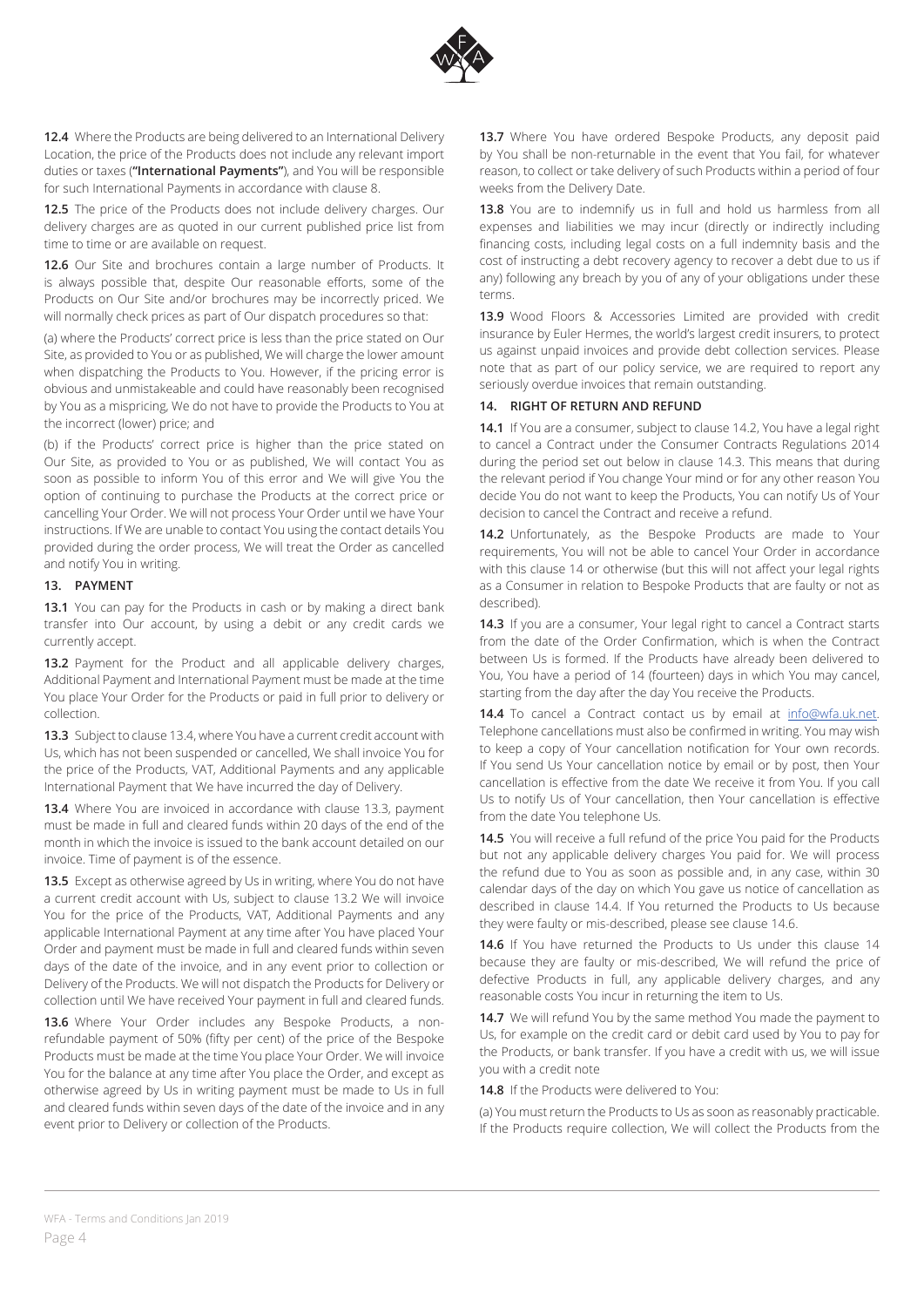**12.4** Where the Products are being delivered to an International Delivery Location, the price of the Products does not include any relevant import duties or taxes (**"International Payments"**), and You will be responsible for such International Payments in accordance with clause 8.

**12.5** The price of the Products does not include delivery charges. Our delivery charges are as quoted in our current published price list from time to time or are available on request.

**12.6** Our Site and brochures contain a large number of Products. It is always possible that, despite Our reasonable efforts, some of the Products on Our Site and/or brochures may be incorrectly priced. We will normally check prices as part of Our dispatch procedures so that:

(a) where the Products' correct price is less than the price stated on Our Site, as provided to You or as published, We will charge the lower amount when dispatching the Products to You. However, if the pricing error is obvious and unmistakeable and could have reasonably been recognised by You as a mispricing, We do not have to provide the Products to You at the incorrect (lower) price; and

(b) if the Products' correct price is higher than the price stated on Our Site, as provided to You or as published, We will contact You as soon as possible to inform You of this error and We will give You the option of continuing to purchase the Products at the correct price or cancelling Your Order. We will not process Your Order until we have Your instructions. If We are unable to contact You using the contact details You provided during the order process, We will treat the Order as cancelled and notify You in writing.

**13. PAYMENT**

**13.1** You can pay for the Products in cash or by making a direct bank transfer into Our account, by using a debit or any credit cards we currently accept.

**13.2** Payment for the Product and all applicable delivery charges, Additional Payment and International Payment must be made at the time You place Your Order for the Products or paid in full prior to delivery or collection.

**13.3** Subject to clause 13.4, where You have a current credit account with Us, which has not been suspended or cancelled, We shall invoice You for the price of the Products, VAT, Additional Payments and any applicable International Payment that We have incurred the day of Delivery.

**13.4** Where You are invoiced in accordance with clause 13.3, payment must be made in full and cleared funds within 20 days of the end of the month in which the invoice is issued to the bank account detailed on our invoice. Time of payment is of the essence.

**13.5** Except as otherwise agreed by Us in writing, where You do not have a current credit account with Us, subject to clause 13.2 We will invoice You for the price of the Products, VAT, Additional Payments and any applicable International Payment at any time after You have placed Your Order and payment must be made in full and cleared funds within seven days of the date of the invoice, and in any event prior to collection or Delivery of the Products. We will not dispatch the Products for Delivery or collection until We have received Your payment in full and cleared funds.

**13.6** Where Your Order includes any Bespoke Products, a non-refundable payment of 50% (fifty per cent) of the price of the Bespoke Products must be made at the time You place Your Order. We will invoice You for the balance at any time after You place the Order, and except as otherwise agreed by Us in writing payment must be made to Us in full and cleared funds within seven days of the date of the invoice and in any event prior to Delivery or collection of the Products.

**13.7** Where You have ordered Bespoke Products, any deposit paid by You shall be non-returnable in the event that You fail, for whatever reason, to collect or take delivery of such Products within a period of four weeks from the Delivery Date.

**13.8** You are to indemnify us in full and hold us harmless from all expenses and liabilities we may incur (directly or indirectly including financing costs, including legal costs on a full indemnity basis and the cost of instructing a debt recovery agency to recover a debt due to us if any) following any breach by you of any of your obligations under these terms.

**13.9** Wood Floors & Accessories Limited are provided with credit insurance by Euler Hermes, the world's largest credit insurers, to protect us against unpaid invoices and provide debt collection services. Please note that as part of our policy service, we are required to report any seriously overdue invoices that remain outstanding.

**14. RIGHT OF RETURN AND REFUND**

**14.1** If You are a consumer, subject to clause 14.2, You have a legal right to cancel a Contract under the Consumer Contracts Regulations 2014 during the period set out below in clause 14.3. This means that during the relevant period if You change Your mind or for any other reason You decide You do not want to keep the Products, You can notify Us of Your decision to cancel the Contract and receive a refund.

**14.2** Unfortunately, as the Bespoke Products are made to Your requirements, You will not be able to cancel Your Order in accordance with this clause 14 or otherwise (but this will not affect your legal rights as a Consumer in relation to Bespoke Products that are faulty or not as described).

**14.3** If you are a consumer, Your legal right to cancel a Contract starts from the date of the Order Confirmation, which is when the Contract between Us is formed. If the Products have already been delivered to You, You have a period of 14 (fourteen) days in which You may cancel, starting from the day after the day You receive the Products.

**14.4** To cancel a Contract contact us by email at info@wfa.uk.net. Telephone cancellations must also be confirmed in writing. You may wish to keep a copy of Your cancellation notification for Your own records. If You send Us Your cancellation notice by email or by post, then Your cancellation is effective from the date We receive it from You. If you call Us to notify Us of Your cancellation, then Your cancellation is effective from the date You telephone Us.

**14.5** You will receive a full refund of the price You paid for the Products but not any applicable delivery charges You paid for. We will process the refund due to You as soon as possible and, in any case, within 30 calendar days of the day on which You gave us notice of cancellation as described in clause 14.4. If You returned the Products to Us because they were faulty or mis-described, please see clause 14.6.

**14.6** If You have returned the Products to Us under this clause 14 because they are faulty or mis-described, We will refund the price of defective Products in full, any applicable delivery charges, and any reasonable costs You incur in returning the item to Us.

**14.7** We will refund You by the same method You made the payment to Us, for example on the credit card or debit card used by You to pay for the Products, or bank transfer. If you have a credit with us, we will issue you with a credit note

**14.8** If the Products were delivered to You:

(a) You must return the Products to Us as soon as reasonably practicable. If the Products require collection, We will collect the Products from the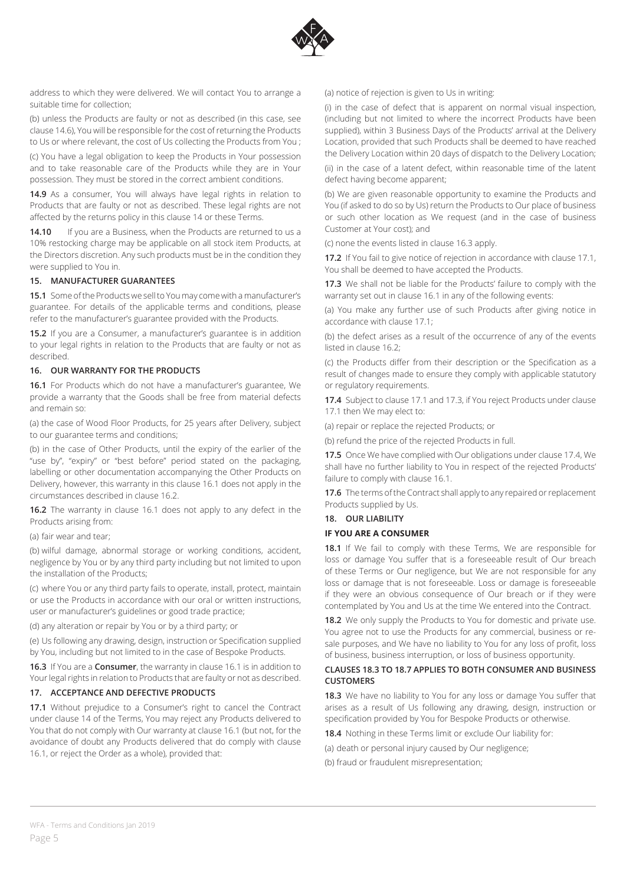address to which they were delivered. We will contact You to arrange a suitable time for collection;

(b) unless the Products are faulty or not as described (in this case, see clause 14.6), You will be responsible for the cost of returning the Products to Us or where relevant, the cost of Us collecting the Products from You ;

(c) You have a legal obligation to keep the Products in Your possession and to take reasonable care of the Products while they are in Your possession. They must be stored in the correct ambient conditions.

**14.9** As a consumer, You will always have legal rights in relation to Products that are faulty or not as described. These legal rights are not affected by the returns policy in this clause 14 or these Terms.

**14.10** If you are a Business, when the Products are returned to us a 10% restocking charge may be applicable on all stock item Products, at the Directors discretion. Any such products must be in the condition they were supplied to You in.

### 15. MANUFACTURER GUARANTEES

**15.1** Some of the Products we sell to You may come with a manufacturer's guarantee. For details of the applicable terms and conditions, please refer to the manufacturer's guarantee provided with the Products.

**15.2** If you are a Consumer, a manufacturer's guarantee is in addition to your legal rights in relation to the Products that are faulty or not as described.

### 16. OUR WARRANTY FOR THE PRODUCTS

**16.1** For Products which do not have a manufacturer's guarantee, We provide a warranty that the Goods shall be free from material defects and remain so:

(a) the case of Wood Floor Products, for 25 years after Delivery, subject to our guarantee terms and conditions;

(b) in the case of Other Products, until the expiry of the earlier of the "use by", "expiry" or "best before" period stated on the packaging, labelling or other documentation accompanying the Other Products on Delivery, however, this warranty in this clause 16.1 does not apply in the circumstances described in clause 16.2.

**16.2** The warranty in clause 16.1 does not apply to any defect in the Products arising from:

(a) fair wear and tear;

(b) wilful damage, abnormal storage or working conditions, accident, negligence by You or by any third party including but not limited to upon the installation of the Products;

(c) where You or any third party fails to operate, install, protect, maintain or use the Products in accordance with our oral or written instructions, user or manufacturer's guidelines or good trade practice;

(d) any alteration or repair by You or by a third party; or

(e) Us following any drawing, design, instruction or Specification supplied by You, including but not limited to in the case of Bespoke Products.

**16.3** If You are a **Consumer**, the warranty in clause 16.1 is in addition to Your legal rights in relation to Products that are faulty or not as described.

### 17. ACCEPTANCE AND DEFECTIVE PRODUCTS

**17.1** Without prejudice to a Consumer's right to cancel the Contract under clause 14 of the Terms, You may reject any Products delivered to You that do not comply with Our warranty at clause 16.1 (but not, for the avoidance of doubt any Products delivered that do comply with clause 16.1, or reject the Order as a whole), provided that:

(a) notice of rejection is given to Us in writing:

(i) in the case of defect that is apparent on normal visual inspection, (including but not limited to where the incorrect Products have been supplied), within 3 Business Days of the Products' arrival at the Delivery Location, provided that such Products shall be deemed to have reached the Delivery Location within 20 days of dispatch to the Delivery Location;

(ii) in the case of a latent defect, within reasonable time of the latent defect having become apparent;

(b) We are given reasonable opportunity to examine the Products and You (if asked to do so by Us) return the Products to Our place of business or such other location as We request (and in the case of business Customer at Your cost); and

(c) none the events listed in clause 16.3 apply.

**17.2** If You fail to give notice of rejection in accordance with clause 17.1, You shall be deemed to have accepted the Products.

**17.3** We shall not be liable for the Products' failure to comply with the warranty set out in clause 16.1 in any of the following events:

(a) You make any further use of such Products after giving notice in accordance with clause 17.1;

(b) the defect arises as a result of the occurrence of any of the events listed in clause 16.2;

(c) the Products differ from their description or the Specification as a result of changes made to ensure they comply with applicable statutory or regulatory requirements.

**17.4** Subject to clause 17.1 and 17.3, if You reject Products under clause 17.1 then We may elect to:

(a) repair or replace the rejected Products; or

(b) refund the price of the rejected Products in full.

**17.5** Once We have complied with Our obligations under clause 17.4, We shall have no further liability to You in respect of the rejected Products' failure to comply with clause 16.1.

**17.6** The terms of the Contract shall apply to any repaired or replacement Products supplied by Us.

### 18. OUR LIABILITY

#### IF YOU ARE A CONSUMER

**18.1** If We fail to comply with these Terms, We are responsible for loss or damage You suffer that is a foreseeable result of Our breach of these Terms or Our negligence, but We are not responsible for any loss or damage that is not foreseeable. Loss or damage is foreseeable if they were an obvious consequence of Our breach or if they were contemplated by You and Us at the time We entered into the Contract.

**18.2** We only supply the Products to You for domestic and private use. You agree not to use the Products for any commercial, business or re-sale purposes, and We have no liability to You for any loss of profit, loss of business, business interruption, or loss of business opportunity.

#### CLAUSES 18.3 TO 18.7 APPLIES TO BOTH CONSUMER AND BUSINESS CUSTOMERS

**18.3** We have no liability to You for any loss or damage You suffer that arises as a result of Us following any drawing, design, instruction or specification provided by You for Bespoke Products or otherwise.

**18.4** Nothing in these Terms limit or exclude Our liability for:

(a) death or personal injury caused by Our negligence;

(b) fraud or fraudulent misrepresentation;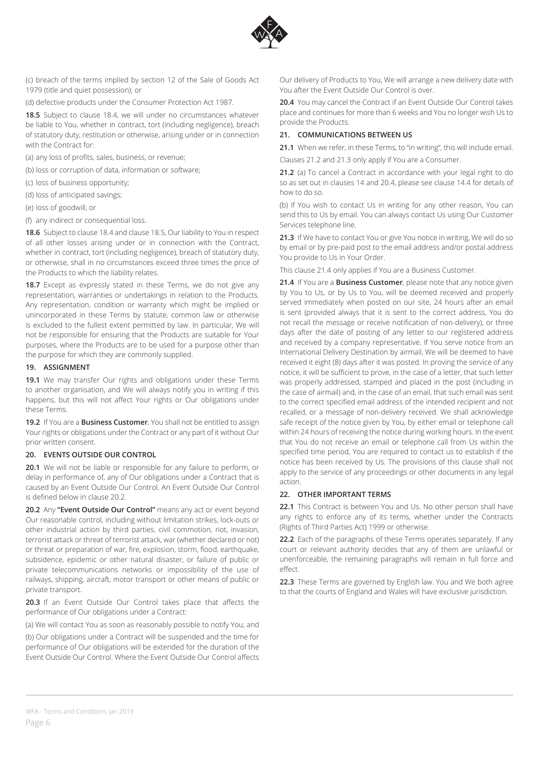(c) breach of the terms implied by section 12 of the Sale of Goods Act 1979 (title and quiet possession); or

(d) defective products under the Consumer Protection Act 1987.

**18.5** Subject to clause 18.4, we will under no circumstances whatever be liable to You, whether in contract, tort (including negligence), breach of statutory duty, restitution or otherwise, arising under or in connection with the Contract for:

(a) any loss of profits, sales, business, or revenue;

(b) loss or corruption of data, information or software;

(c) loss of business opportunity;

(d) loss of anticipated savings;

(e) loss of goodwill; or

(f) any indirect or consequential loss.

**18.6** Subject to clause 18.4 and clause 18.5, Our liability to You in respect of all other losses arising under or in connection with the Contract, whether in contract, tort (including negligence), breach of statutory duty, or otherwise, shall in no circumstances exceed three times the price of the Products to which the liability relates.

**18.7** Except as expressly stated in these Terms, we do not give any representation, warranties or undertakings in relation to the Products. Any representation, condition or warranty which might be implied or unincorporated in these Terms by statute, common law or otherwise is excluded to the fullest extent permitted by law. In particular, We will not be responsible for ensuring that the Products are suitable for Your purposes, where the Products are to be used for a purpose other than the purpose for which they are commonly supplied.

## 19. ASSIGNMENT

**19.1** We may transfer Our rights and obligations under these Terms to another organisation, and We will always notify you in writing if this happens, but this will not affect Your rights or Our obligations under these Terms.

**19.2** If You are a **Business Customer**, You shall not be entitled to assign Your rights or obligations under the Contract or any part of it without Our prior written consent.

## 20. EVENTS OUTSIDE OUR CONTROL

**20.1** We will not be liable or responsible for any failure to perform, or delay in performance of, any of Our obligations under a Contract that is caused by an Event Outside Our Control. An Event Outside Our Control is defined below in clause 20.2.

**20.2** Any **"Event Outside Our Control"** means any act or event beyond Our reasonable control, including without limitation strikes, lock-outs or other industrial action by third parties, civil commotion, riot, invasion, terrorist attack or threat of terrorist attack, war (whether declared or not) or threat or preparation of war, fire, explosion, storm, flood, earthquake, subsidence, epidemic or other natural disaster, or failure of public or private telecommunications networks or impossibility of the use of railways, shipping, aircraft, motor transport or other means of public or private transport.

**20.3** If an Event Outside Our Control takes place that affects the performance of Our obligations under a Contract:

(a) We will contact You as soon as reasonably possible to notify You; and

(b) Our obligations under a Contract will be suspended and the time for performance of Our obligations will be extended for the duration of the Event Outside Our Control. Where the Event Outside Our Control affects Our delivery of Products to You, We will arrange a new delivery date with You after the Event Outside Our Control is over.

**20.4** You may cancel the Contract if an Event Outside Our Control takes place and continues for more than 6 weeks and You no longer wish Us to provide the Products.

## 21. COMMUNICATIONS BETWEEN US

**21.1** When we refer, in these Terms, to "in writing", this will include email.

Clauses 21.2 and 21.3 only apply if You are a Consumer.

**21.2** (a) To cancel a Contract in accordance with your legal right to do so as set out in clauses 14 and 20.4, please see clause 14.4 for details of how to do so.

(b) If You wish to contact Us in writing for any other reason, You can send this to Us by email. You can always contact Us using Our Customer Services telephone line.

**21.3** If We have to contact You or give You notice in writing, We will do so by email or by pre-paid post to the email address and/or postal address You provide to Us in Your Order.

This clause 21.4 only applies if You are a Business Customer.

**21.4** If You are a **Business Customer**, please note that any notice given by You to Us, or by Us to You, will be deemed received and properly served immediately when posted on our site, 24 hours after an email is sent (provided always that it is sent to the correct address, You do not recall the message or receive notification of non-delivery), or three days after the date of posting of any letter to our registered address and received by a company representative. If You serve notice from an International Delivery Destination by airmail, We will be deemed to have received it eight (8) days after it was posted. In proving the service of any notice, it will be sufficient to prove, in the case of a letter, that such letter was properly addressed, stamped and placed in the post (including in the case of airmail) and, in the case of an email, that such email was sent to the correct specified email address of the intended recipient and not recalled, or a message of non-delivery received. We shall acknowledge safe receipt of the notice given by You, by either email or telephone call within 24 hours of receiving the notice during working hours. In the event that You do not receive an email or telephone call from Us within the specified time period, You are required to contact us to establish if the notice has been received by Us. The provisions of this clause shall not apply to the service of any proceedings or other documents in any legal action.

## 22. OTHER IMPORTANT TERMS

**22.1** This Contract is between You and Us. No other person shall have any rights to enforce any of its terms, whether under the Contracts (Rights of Third Parties Act) 1999 or otherwise.

**22.2** Each of the paragraphs of these Terms operates separately. If any court or relevant authority decides that any of them are unlawful or unenforceable, the remaining paragraphs will remain in full force and effect.

**22.3** These Terms are governed by English law. You and We both agree to that the courts of England and Wales will have exclusive jurisdiction.